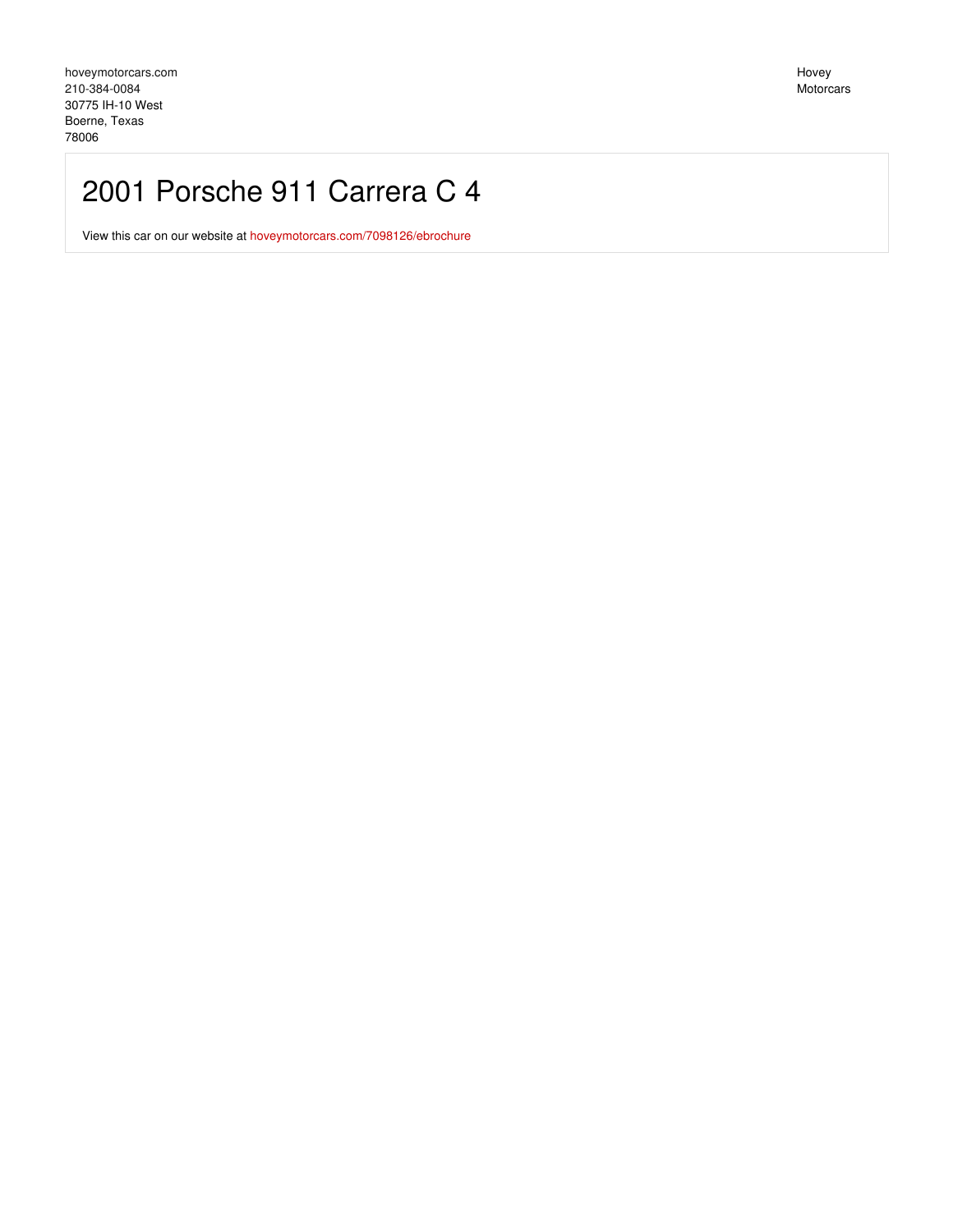hoveymotorcars.com
210-384-0084
30775 IH-10 West
Boerne, Texas
78006

Hovey
Motorcars

# 2001 Porsche 911 Carrera C 4

View this car on our website at hoveymotorcars.com/7098126/ebrochure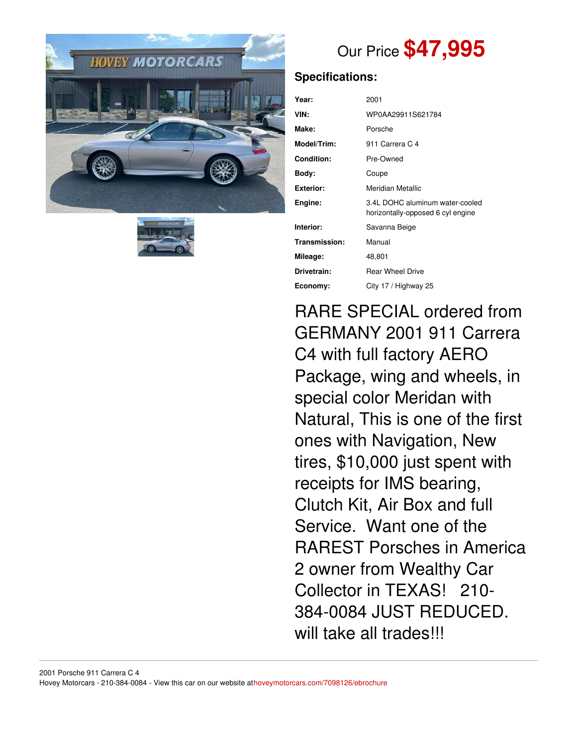Our Price **$47,995**

## Specifications:

| | |
|---|---|
| **Year:** | 2001 |
| **VIN:** | WP0AA29911S621784 |
| **Make:** | Porsche |
| **Model/Trim:** | 911 Carrera C 4 |
| **Condition:** | Pre-Owned |
| **Body:** | Coupe |
| **Exterior:** | Meridian Metallic |
| **Engine:** | 3.4L DOHC aluminum water-cooled horizontally-opposed 6 cyl engine |
| **Interior:** | Savanna Beige |
| **Transmission:** | Manual |
| **Mileage:** | 48,801 |
| **Drivetrain:** | Rear Wheel Drive |
| **Economy:** | City 17 / Highway 25 |

RARE SPECIAL ordered from GERMANY 2001 911 Carrera C4 with full factory AERO Package, wing and wheels, in special color Meridan with Natural, This is one of the first ones with Navigation, New tires, $10,000 just spent with receipts for IMS bearing, Clutch Kit, Air Box and full Service. Want one of the RAREST Porsches in America 2 owner from Wealthy Car Collector in TEXAS! 210-384-0084 JUST REDUCED. will take all trades!!!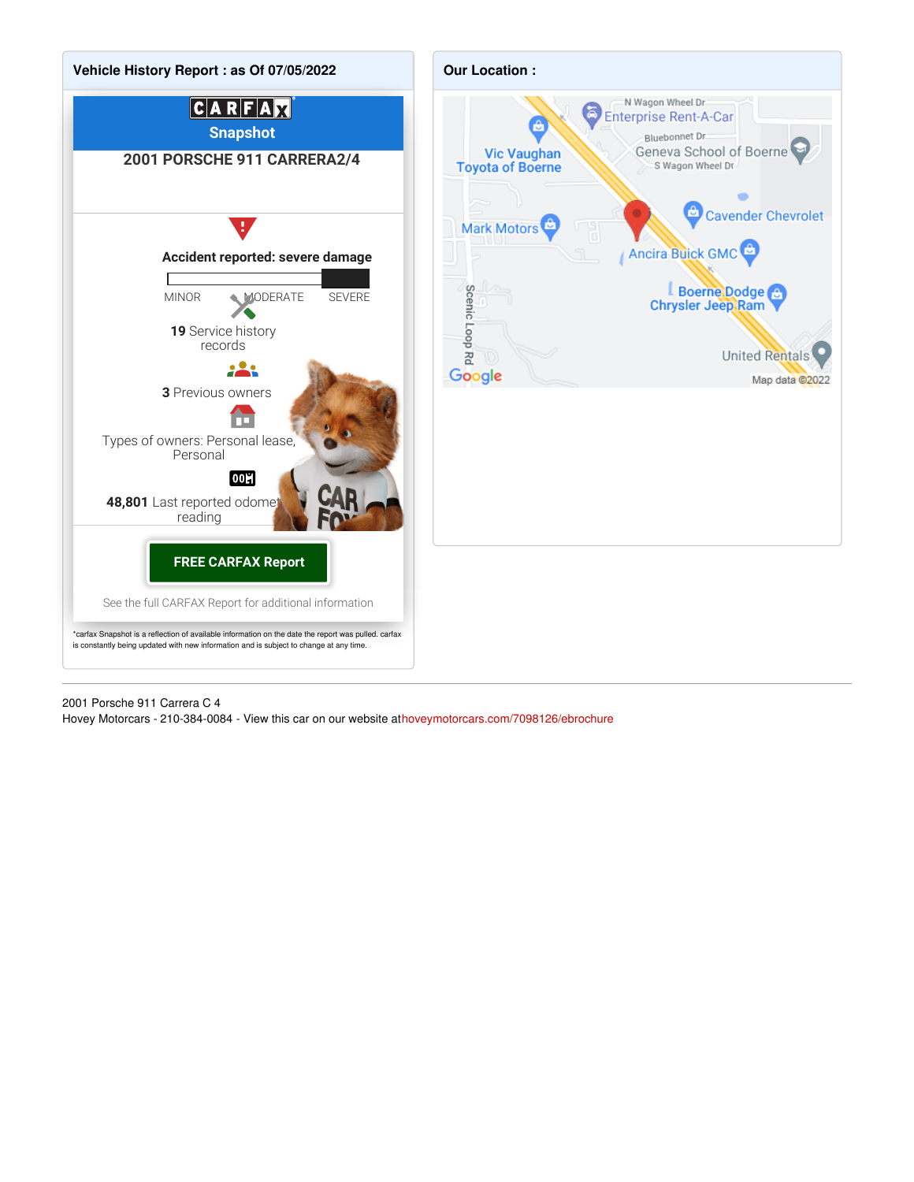## Vehicle History Report : as Of 07/05/2022

**CARFAX**

**Snapshot**

**2001 PORSCHE 911 CARRERA2/4**

**Accident reported: severe damage**

MINOR MODERATE SEVERE

**19** Service history records

**3** Previous owners

Types of owners: Personal lease, Personal

**48,801** Last reported odometer reading

**FREE CARFAX Report**

See the full CARFAX Report for additional information

*carfax Snapshot is a reflection of available information on the date the report was pulled. carfax is constantly being updated with new information and is subject to change at any time.

## Our Location :

N Wagon Wheel Dr
Enterprise Rent-A-Car
Vic Vaughan Toyota of Boerne
Bluebonnet Dr
Geneva School of Boerne
S Wagon Wheel Dr
Mark Motors
Cavender Chevrolet
Ancira Buick GMC
Scenic Loop Rd
Boerne Dodge Chrysler Jeep Ram
United Rentals
Google
Map data ©2022

---

2001 Porsche 911 Carrera C 4
Hovey Motorcars - 210-384-0084 - View this car on our website athoveymotorcars.com/7098126/ebrochure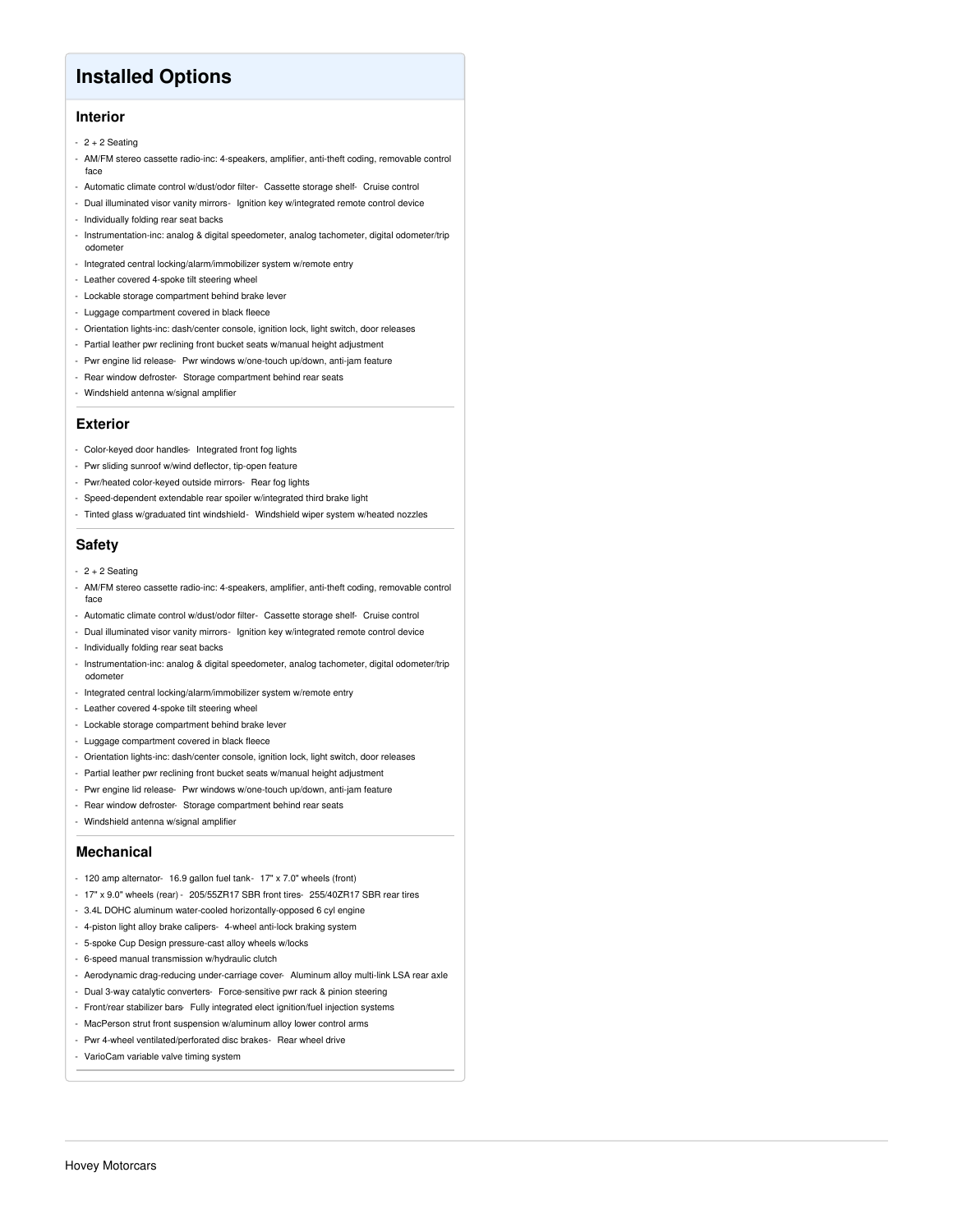## Installed Options

### Interior

- 2 + 2 Seating
- AM/FM stereo cassette radio-inc: 4-speakers, amplifier, anti-theft coding, removable control face
- Automatic climate control w/dust/odor filter- Cassette storage shelf- Cruise control
- Dual illuminated visor vanity mirrors- Ignition key w/integrated remote control device
- Individually folding rear seat backs
- Instrumentation-inc: analog & digital speedometer, analog tachometer, digital odometer/trip odometer
- Integrated central locking/alarm/immobilizer system w/remote entry
- Leather covered 4-spoke tilt steering wheel
- Lockable storage compartment behind brake lever
- Luggage compartment covered in black fleece
- Orientation lights-inc: dash/center console, ignition lock, light switch, door releases
- Partial leather pwr reclining front bucket seats w/manual height adjustment
- Pwr engine lid release- Pwr windows w/one-touch up/down, anti-jam feature
- Rear window defroster- Storage compartment behind rear seats
- Windshield antenna w/signal amplifier

### Exterior

- Color-keyed door handles- Integrated front fog lights
- Pwr sliding sunroof w/wind deflector, tip-open feature
- Pwr/heated color-keyed outside mirrors- Rear fog lights
- Speed-dependent extendable rear spoiler w/integrated third brake light
- Tinted glass w/graduated tint windshield- Windshield wiper system w/heated nozzles

### Safety

- 2 + 2 Seating
- AM/FM stereo cassette radio-inc: 4-speakers, amplifier, anti-theft coding, removable control face
- Automatic climate control w/dust/odor filter- Cassette storage shelf- Cruise control
- Dual illuminated visor vanity mirrors- Ignition key w/integrated remote control device
- Individually folding rear seat backs
- Instrumentation-inc: analog & digital speedometer, analog tachometer, digital odometer/trip odometer
- Integrated central locking/alarm/immobilizer system w/remote entry
- Leather covered 4-spoke tilt steering wheel
- Lockable storage compartment behind brake lever
- Luggage compartment covered in black fleece
- Orientation lights-inc: dash/center console, ignition lock, light switch, door releases
- Partial leather pwr reclining front bucket seats w/manual height adjustment
- Pwr engine lid release- Pwr windows w/one-touch up/down, anti-jam feature
- Rear window defroster- Storage compartment behind rear seats
- Windshield antenna w/signal amplifier

### Mechanical

- 120 amp alternator- 16.9 gallon fuel tank- 17" x 7.0" wheels (front)
- 17" x 9.0" wheels (rear) - 205/55ZR17 SBR front tires- 255/40ZR17 SBR rear tires
- 3.4L DOHC aluminum water-cooled horizontally-opposed 6 cyl engine
- 4-piston light alloy brake calipers- 4-wheel anti-lock braking system
- 5-spoke Cup Design pressure-cast alloy wheels w/locks
- 6-speed manual transmission w/hydraulic clutch
- Aerodynamic drag-reducing under-carriage cover- Aluminum alloy multi-link LSA rear axle
- Dual 3-way catalytic converters- Force-sensitive pwr rack & pinion steering
- Front/rear stabilizer bars- Fully integrated elect ignition/fuel injection systems
- MacPerson strut front suspension w/aluminum alloy lower control arms
- Pwr 4-wheel ventilated/perforated disc brakes- Rear wheel drive
- VarioCam variable valve timing system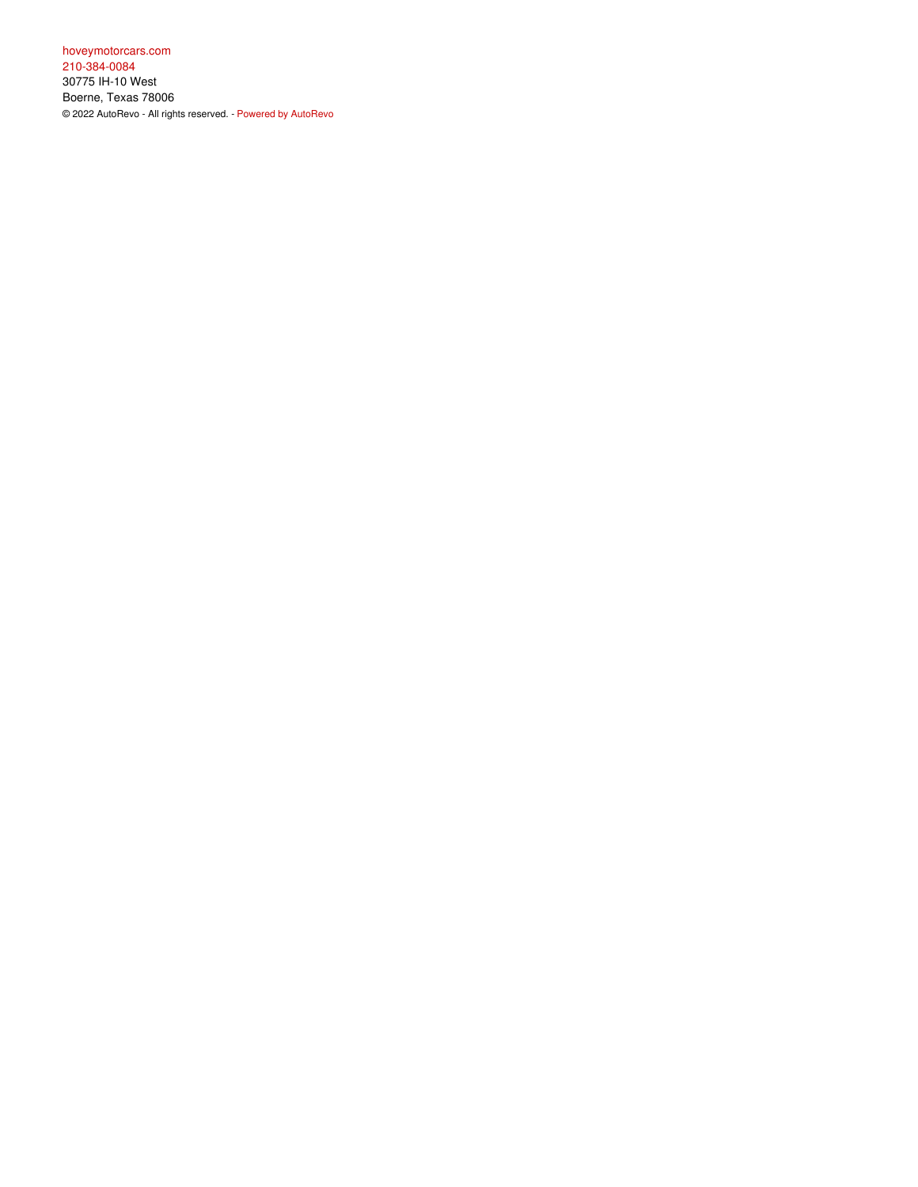hoveymotorcars.com
210-384-0084
30775 IH-10 West
Boerne, Texas 78006
© 2022 AutoRevo - All rights reserved. - Powered by AutoRevo